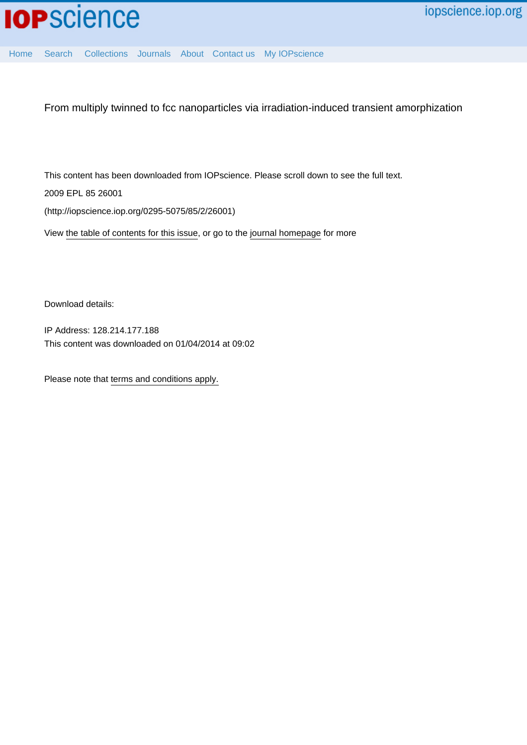From multiply twinned to fcc nanoparticles via irradiation-induced transient amorphization

This content has been downloaded from IOPscience. Please scroll down to see the full text.

2009 EPL 85 26001

(http://iopscience.iop.org/0295-5075/85/2/26001)

View the table of contents for this issue, or go to the journal homepage for more

Download details:

IP Address: 128.214.177.188

This content was downloaded on 01/04/2014 at 09:02

Please note that terms and conditions apply.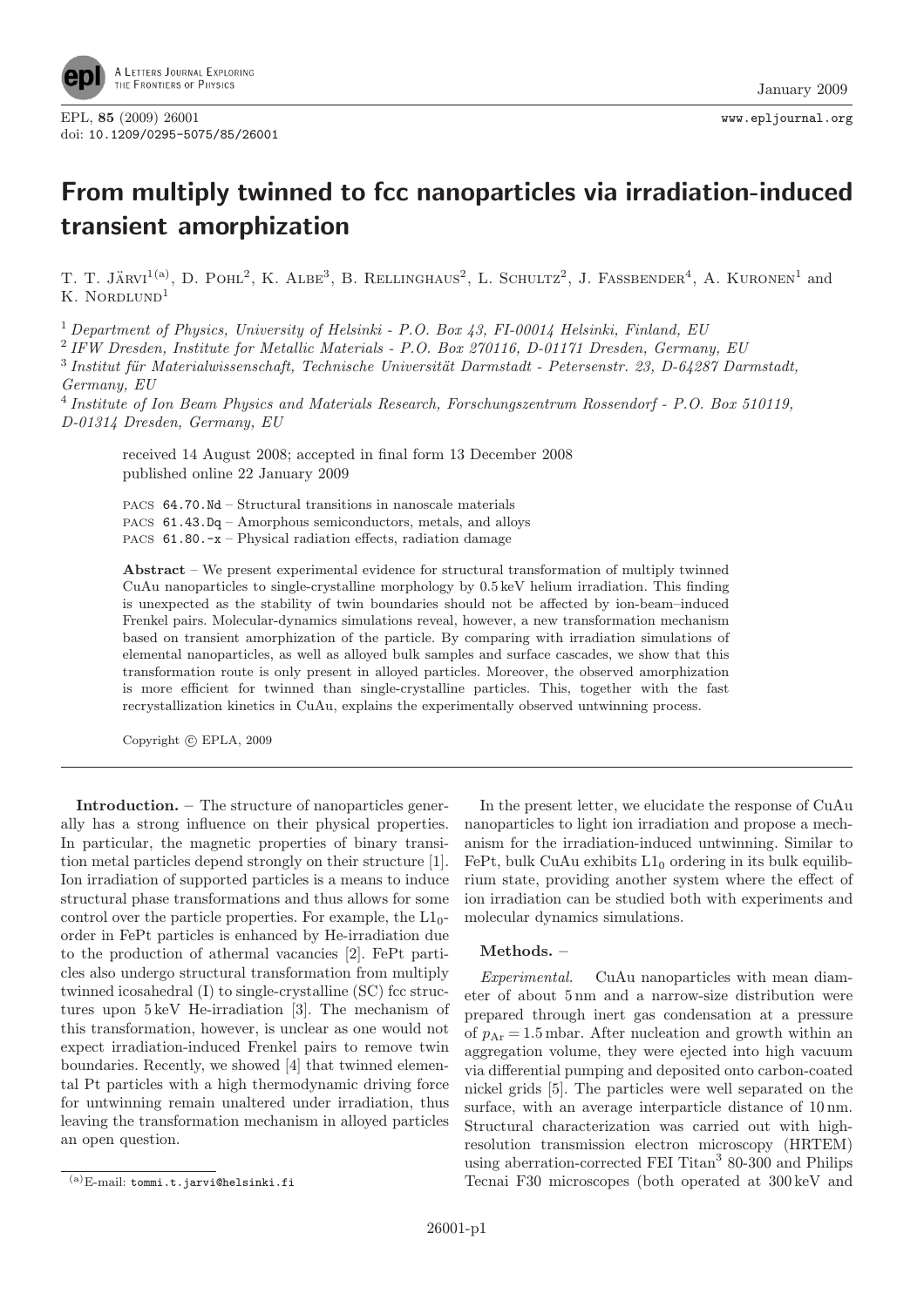# From multiply twinned to fcc nanoparticles via irradiation-induced transient amorphization

T. T. Järvi[1(a)], D. Pohl[2], K. Albe[3], B. Rellinghaus[2], L. Schultz[2], J. Fassbender[4], A. Kuronen[1] and K. Nordlund[1]

[1] *Department of Physics, University of Helsinki - P.O. Box 43, FI-00014 Helsinki, Finland, EU*

[2] *IFW Dresden, Institute for Metallic Materials - P.O. Box 270116, D-01171 Dresden, Germany, EU*

[3] *Institut für Materialwissenschaft, Technische Universität Darmstadt - Petersenstr. 23, D-64287 Darmstadt, Germany, EU*

[4] *Institute of Ion Beam Physics and Materials Research, Forschungszentrum Rossendorf - P.O. Box 510119, D-01314 Dresden, Germany, EU*

received 14 August 2008; accepted in final form 13 December 2008
published online 22 January 2009

PACS 64.70.Nd – Structural transitions in nanoscale materials
PACS 61.43.Dq – Amorphous semiconductors, metals, and alloys
PACS 61.80.-x – Physical radiation effects, radiation damage

**Abstract** – We present experimental evidence for structural transformation of multiply twinned CuAu nanoparticles to single-crystalline morphology by 0.5 keV helium irradiation. This finding is unexpected as the stability of twin boundaries should not be affected by ion-beam–induced Frenkel pairs. Molecular-dynamics simulations reveal, however, a new transformation mechanism based on transient amorphization of the particle. By comparing with irradiation simulations of elemental nanoparticles, as well as alloyed bulk samples and surface cascades, we show that this transformation route is only present in alloyed particles. Moreover, the observed amorphization is more efficient for twinned than single-crystalline particles. This, together with the fast recrystallization kinetics in CuAu, explains the experimentally observed untwinning process.

Copyright © EPLA, 2009

**Introduction.** – The structure of nanoparticles generally has a strong influence on their physical properties. In particular, the magnetic properties of binary transition metal particles depend strongly on their structure [1]. Ion irradiation of supported particles is a means to induce structural phase transformations and thus allows for some control over the particle properties. For example, the $L1_0$-order in FePt particles is enhanced by He-irradiation due to the production of athermal vacancies [2]. FePt particles also undergo structural transformation from multiply twinned icosahedral (I) to single-crystalline (SC) fcc structures upon 5 keV He-irradiation [3]. The mechanism of this transformation, however, is unclear as one would not expect irradiation-induced Frenkel pairs to remove twin boundaries. Recently, we showed [4] that twinned elemental Pt particles with a high thermodynamic driving force for untwinning remain unaltered under irradiation, thus leaving the transformation mechanism in alloyed particles an open question.

In the present letter, we elucidate the response of CuAu nanoparticles to light ion irradiation and propose a mechanism for the irradiation-induced untwinning. Similar to FePt, bulk CuAu exhibits $L1_0$ ordering in its bulk equilibrium state, providing another system where the effect of ion irradiation can be studied both with experiments and molecular dynamics simulations.

**Methods.** –

*Experimental.* CuAu nanoparticles with mean diameter of about 5 nm and a narrow-size distribution were prepared through inert gas condensation at a pressure of $p_{\mathrm{Ar}} = 1.5$ mbar. After nucleation and growth within an aggregation volume, they were ejected into high vacuum via differential pumping and deposited onto carbon-coated nickel grids [5]. The particles were well separated on the surface, with an average interparticle distance of 10 nm. Structural characterization was carried out with high-resolution transmission electron microscopy (HRTEM) using aberration-corrected FEI Titan[3] 80-300 and Philips Tecnai F30 microscopes (both operated at 300 keV and

(a) E-mail: tommi.t.jarvi@helsinki.fi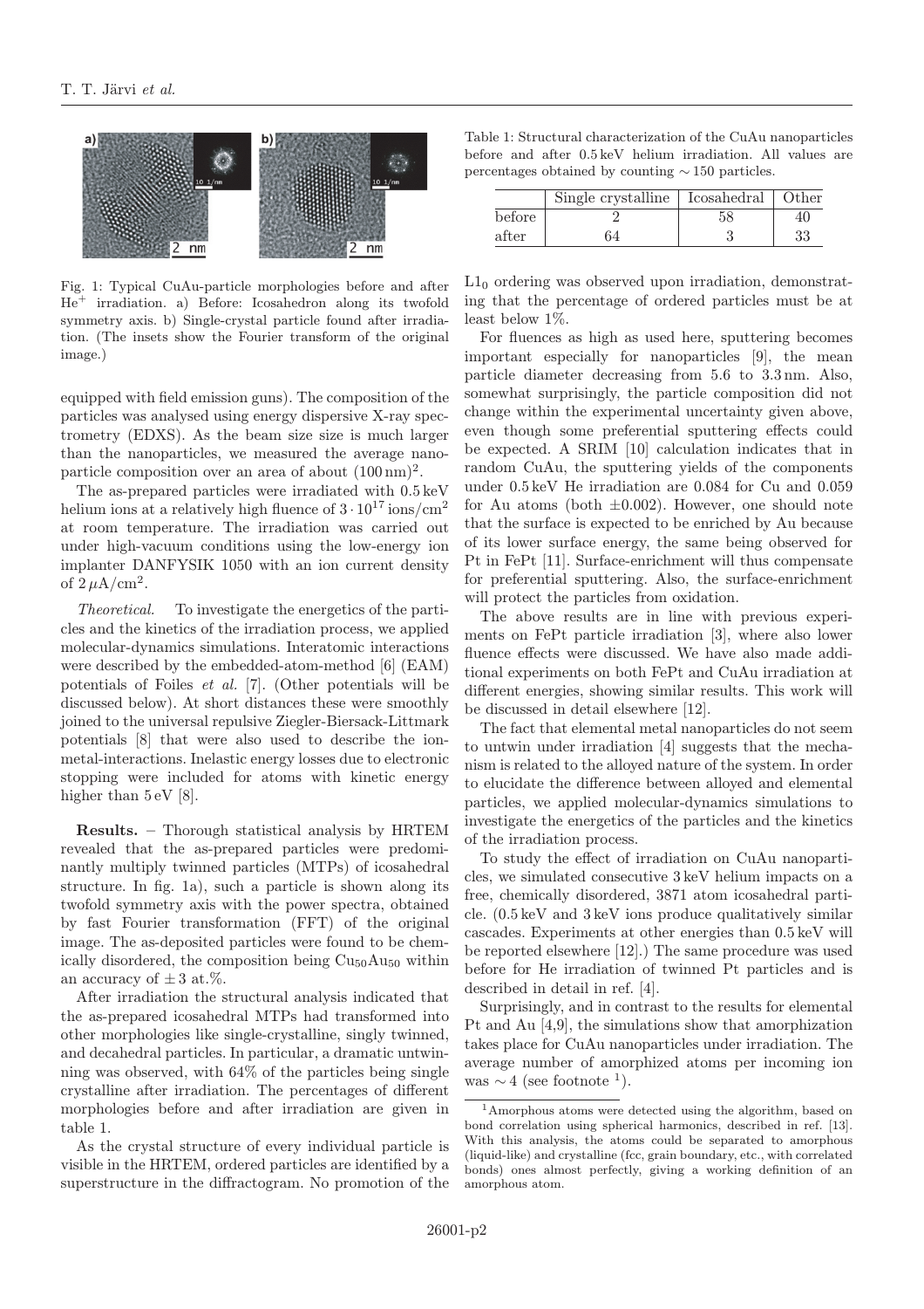Fig. 1: Typical CuAu-particle morphologies before and after $He^+$ irradiation. a) Before: Icosahedron along its twofold symmetry axis. b) Single-crystal particle found after irradiation. (The insets show the Fourier transform of the original image.)

equipped with field emission guns). The composition of the particles was analysed using energy dispersive X-ray spectrometry (EDXS). As the beam size size is much larger than the nanoparticles, we measured the average nanoparticle composition over an area of about $(100\,\text{nm})^2$.

The as-prepared particles were irradiated with 0.5 keV helium ions at a relatively high fluence of $3 \cdot 10^{17}\,\text{ions/cm}^2$ at room temperature. The irradiation was carried out under high-vacuum conditions using the low-energy ion implanter DANFYSIK 1050 with an ion current density of $2\,\mu\text{A/cm}^2$.

*Theoretical.* To investigate the energetics of the particles and the kinetics of the irradiation process, we applied molecular-dynamics simulations. Interatomic interactions were described by the embedded-atom-method [6] (EAM) potentials of Foiles *et al.* [7]. (Other potentials will be discussed below). At short distances these were smoothly joined to the universal repulsive Ziegler-Biersack-Littmark potentials [8] that were also used to describe the ion-metal-interactions. Inelastic energy losses due to electronic stopping were included for atoms with kinetic energy higher than 5 eV [8].

**Results.** – Thorough statistical analysis by HRTEM revealed that the as-prepared particles were predominantly multiply twinned particles (MTPs) of icosahedral structure. In fig. 1a), such a particle is shown along its twofold symmetry axis with the power spectra, obtained by fast Fourier transformation (FFT) of the original image. The as-deposited particles were found to be chemically disordered, the composition being $Cu_{50}Au_{50}$ within an accuracy of $\pm 3$ at.%.

After irradiation the structural analysis indicated that the as-prepared icosahedral MTPs had transformed into other morphologies like single-crystalline, singly twinned, and decahedral particles. In particular, a dramatic untwinning was observed, with 64% of the particles being single crystalline after irradiation. The percentages of different morphologies before and after irradiation are given in table 1.

As the crystal structure of every individual particle is visible in the HRTEM, ordered particles are identified by a superstructure in the diffractogram. No promotion of the $L1_0$ ordering was observed upon irradiation, demonstrating that the percentage of ordered particles must be at least below 1%.

Table 1: Structural characterization of the CuAu nanoparticles before and after 0.5 keV helium irradiation. All values are percentages obtained by counting $\sim 150$ particles.

| | Single crystalline | Icosahedral | Other |
|---|---|---|---|
| before | 2 | 58 | 40 |
| after | 64 | 3 | 33 |

For fluences as high as used here, sputtering becomes important especially for nanoparticles [9], the mean particle diameter decreasing from 5.6 to 3.3 nm. Also, somewhat surprisingly, the particle composition did not change within the experimental uncertainty given above, even though some preferential sputtering effects could be expected. A SRIM [10] calculation indicates that in random CuAu, the sputtering yields of the components under 0.5 keV He irradiation are 0.084 for Cu and 0.059 for Au atoms (both $\pm 0.002$). However, one should note that the surface is expected to be enriched by Au because of its lower surface energy, the same being observed for Pt in FePt [11]. Surface-enrichment will thus compensate for preferential sputtering. Also, the surface-enrichment will protect the particles from oxidation.

The above results are in line with previous experiments on FePt particle irradiation [3], where also lower fluence effects were discussed. We have also made additional experiments on both FePt and CuAu irradiation at different energies, showing similar results. This work will be discussed in detail elsewhere [12].

The fact that elemental metal nanoparticles do not seem to untwin under irradiation [4] suggests that the mechanism is related to the alloyed nature of the system. In order to elucidate the difference between alloyed and elemental particles, we applied molecular-dynamics simulations to investigate the energetics of the particles and the kinetics of the irradiation process.

To study the effect of irradiation on CuAu nanoparticles, we simulated consecutive 3 keV helium impacts on a free, chemically disordered, 3871 atom icosahedral particle. (0.5 keV and 3 keV ions produce qualitatively similar cascades. Experiments at other energies than 0.5 keV will be reported elsewhere [12].) The same procedure was used before for He irradiation of twinned Pt particles and is described in detail in ref. [4].

Surprisingly, and in contrast to the results for elemental Pt and Au [4,9], the simulations show that amorphization takes place for CuAu nanoparticles under irradiation. The average number of amorphized atoms per incoming ion was $\sim 4$ (see footnote [1]).

[1] Amorphous atoms were detected using the algorithm, based on bond correlation using spherical harmonics, described in ref. [13]. With this analysis, the atoms could be separated to amorphous (liquid-like) and crystalline (fcc, grain boundary, etc., with correlated bonds) ones almost perfectly, giving a working definition of an amorphous atom.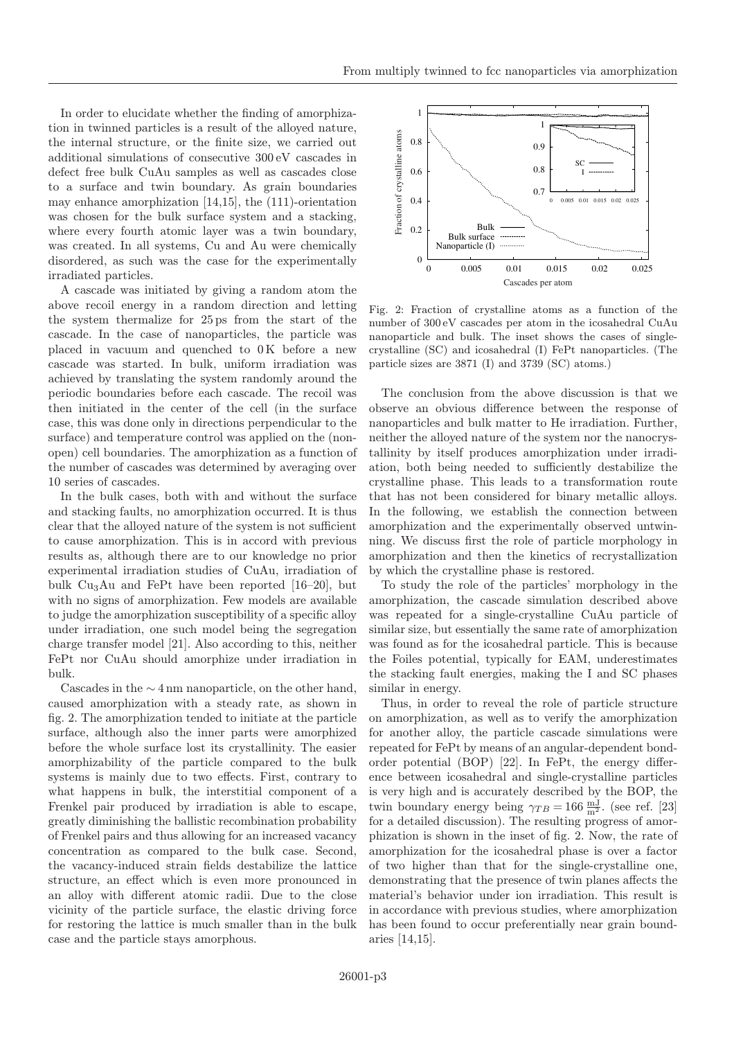In order to elucidate whether the finding of amorphization in twinned particles is a result of the alloyed nature, the internal structure, or the finite size, we carried out additional simulations of consecutive 300 eV cascades in defect free bulk CuAu samples as well as cascades close to a surface and twin boundary. As grain boundaries may enhance amorphization [14,15], the (111)-orientation was chosen for the bulk surface system and a stacking, where every fourth atomic layer was a twin boundary, was created. In all systems, Cu and Au were chemically disordered, as such was the case for the experimentally irradiated particles.

A cascade was initiated by giving a random atom the above recoil energy in a random direction and letting the system thermalize for 25 ps from the start of the cascade. In the case of nanoparticles, the particle was placed in vacuum and quenched to 0 K before a new cascade was started. In bulk, uniform irradiation was achieved by translating the system randomly around the periodic boundaries before each cascade. The recoil was then initiated in the center of the cell (in the surface case, this was done only in directions perpendicular to the surface) and temperature control was applied on the (non-open) cell boundaries. The amorphization as a function of the number of cascades was determined by averaging over 10 series of cascades.

In the bulk cases, both with and without the surface and stacking faults, no amorphization occurred. It is thus clear that the alloyed nature of the system is not sufficient to cause amorphization. This is in accord with previous results as, although there are to our knowledge no prior experimental irradiation studies of CuAu, irradiation of bulk $Cu_3Au$ and FePt have been reported [16–20], but with no signs of amorphization. Few models are available to judge the amorphization susceptibility of a specific alloy under irradiation, one such model being the segregation charge transfer model [21]. Also according to this, neither FePt nor CuAu should amorphize under irradiation in bulk.

Cascades in the $\sim 4$ nm nanoparticle, on the other hand, caused amorphization with a steady rate, as shown in fig. 2. The amorphization tended to initiate at the particle surface, although also the inner parts were amorphized before the whole surface lost its crystallinity. The easier amorphizability of the particle compared to the bulk systems is mainly due to two effects. First, contrary to what happens in bulk, the interstitial component of a Frenkel pair produced by irradiation is able to escape, greatly diminishing the ballistic recombination probability of Frenkel pairs and thus allowing for an increased vacancy concentration as compared to the bulk case. Second, the vacancy-induced strain fields destabilize the lattice structure, an effect which is even more pronounced in an alloy with different atomic radii. Due to the close vicinity of the particle surface, the elastic driving force for restoring the lattice is much smaller than in the bulk case and the particle stays amorphous.

Fraction of crystalline atoms
Cascades per atom
Bulk
Bulk surface
Nanoparticle (I)
SC
I

Fig. 2: Fraction of crystalline atoms as a function of the number of 300 eV cascades per atom in the icosahedral CuAu nanoparticle and bulk. The inset shows the cases of single-crystalline (SC) and icosahedral (I) FePt nanoparticles. (The particle sizes are 3871 (I) and 3739 (SC) atoms.)

The conclusion from the above discussion is that we observe an obvious difference between the response of nanoparticles and bulk matter to He irradiation. Further, neither the alloyed nature of the system nor the nanocrystallinity by itself produces amorphization under irradiation, both being needed to sufficiently destabilize the crystalline phase. This leads to a transformation route that has not been considered for binary metallic alloys. In the following, we establish the connection between amorphization and the experimentally observed untwinning. We discuss first the role of particle morphology in amorphization and then the kinetics of recrystallization by which the crystalline phase is restored.

To study the role of the particles' morphology in the amorphization, the cascade simulation described above was repeated for a single-crystalline CuAu particle of similar size, but essentially the same rate of amorphization was found as for the icosahedral particle. This is because the Foiles potential, typically for EAM, underestimates the stacking fault energies, making the I and SC phases similar in energy.

Thus, in order to reveal the role of particle structure on amorphization, as well as to verify the amorphization for another alloy, the particle cascade simulations were repeated for FePt by means of an angular-dependent bond-order potential (BOP) [22]. In FePt, the energy difference between icosahedral and single-crystalline particles is very high and is accurately described by the BOP, the twin boundary energy being $\gamma_{TB} = 166\,\frac{\mathrm{mJ}}{\mathrm{m}^2}$. (see ref. [23] for a detailed discussion). The resulting progress of amorphization is shown in the inset of fig. 2. Now, the rate of amorphization for the icosahedral phase is over a factor of two higher than that for the single-crystalline one, demonstrating that the presence of twin planes affects the material's behavior under ion irradiation. This result is in accordance with previous studies, where amorphization has been found to occur preferentially near grain boundaries [14,15].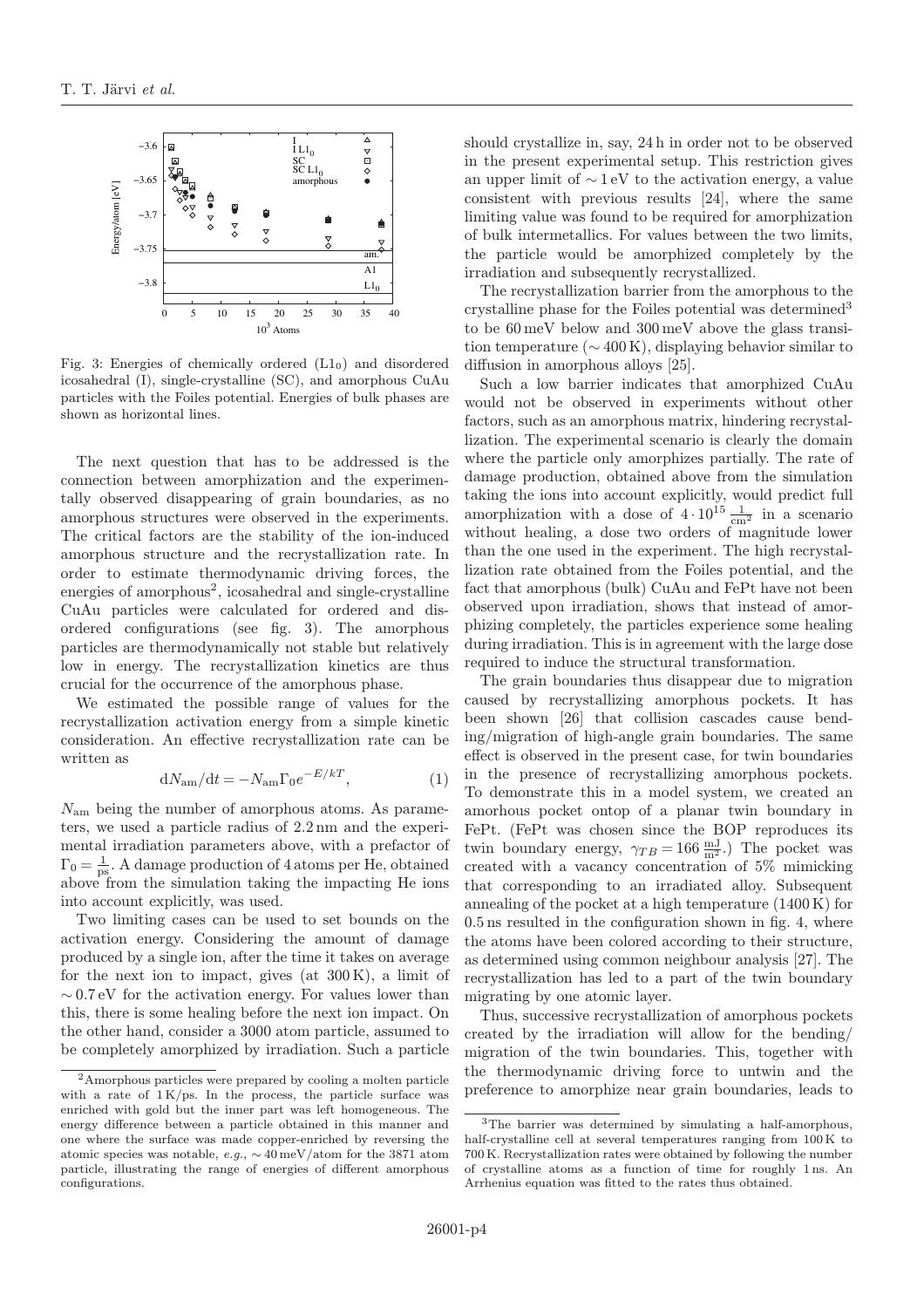Fig. 3: Energies of chemically ordered ($L1_0$) and disordered icosahedral (I), single-crystalline (SC), and amorphous CuAu particles with the Foiles potential. Energies of bulk phases are shown as horizontal lines.

The next question that has to be addressed is the connection between amorphization and the experimentally observed disappearing of grain boundaries, as no amorphous structures were observed in the experiments. The critical factors are the stability of the ion-induced amorphous structure and the recrystallization rate. In order to estimate thermodynamic driving forces, the energies of amorphous[2], icosahedral and single-crystalline CuAu particles were calculated for ordered and disordered configurations (see fig. 3). The amorphous particles are thermodynamically not stable but relatively low in energy. The recrystallization kinetics are thus crucial for the occurrence of the amorphous phase.

We estimated the possible range of values for the recrystallization activation energy from a simple kinetic consideration. An effective recrystallization rate can be written as

$$dN_{\mathrm{am}}/dt = -N_{\mathrm{am}}\Gamma_0 e^{-E/kT}, \qquad (1)$$

$N_{\mathrm{am}}$ being the number of amorphous atoms. As parameters, we used a particle radius of 2.2 nm and the experimental irradiation parameters above, with a prefactor of $\Gamma_0 = \frac{1}{\mathrm{ps}}$. A damage production of 4 atoms per He, obtained above from the simulation taking the impacting He ions into account explicitly, was used.

Two limiting cases can be used to set bounds on the activation energy. Considering the amount of damage produced by a single ion, after the time it takes on average for the next ion to impact, gives (at 300 K), a limit of $\sim 0.7$ eV for the activation energy. For values lower than this, there is some healing before the next ion impact. On the other hand, consider a 3000 atom particle, assumed to be completely amorphized by irradiation. Such a particle should crystallize in, say, 24 h in order not to be observed in the present experimental setup. This restriction gives an upper limit of $\sim 1$ eV to the activation energy, a value consistent with previous results [24], where the same limiting value was found to be required for amorphization of bulk intermetallics. For values between the two limits, the particle would be amorphized completely by the irradiation and subsequently recrystallized.

The recrystallization barrier from the amorphous to the crystalline phase for the Foiles potential was determined[3] to be 60 meV below and 300 meV above the glass transition temperature ($\sim 400$ K), displaying behavior similar to diffusion in amorphous alloys [25].

Such a low barrier indicates that amorphized CuAu would not be observed in experiments without other factors, such as an amorphous matrix, hindering recrystallization. The experimental scenario is clearly the domain where the particle only amorphizes partially. The rate of damage production, obtained above from the simulation taking the ions into account explicitly, would predict full amorphization with a dose of $4 \cdot 10^{15} \frac{1}{\mathrm{cm}^2}$ in a scenario without healing, a dose two orders of magnitude lower than the one used in the experiment. The high recrystallization rate obtained from the Foiles potential, and the fact that amorphous (bulk) CuAu and FePt have not been observed upon irradiation, shows that instead of amorphizing completely, the particles experience some healing during irradiation. This is in agreement with the large dose required to induce the structural transformation.

The grain boundaries thus disappear due to migration caused by recrystallizing amorphous pockets. It has been shown [26] that collision cascades cause bending/migration of high-angle grain boundaries. The same effect is observed in the present case, for twin boundaries in the presence of recrystallizing amorphous pockets. To demonstrate this in a model system, we created an amorhous pocket ontop of a planar twin boundary in FePt. (FePt was chosen since the BOP reproduces its twin boundary energy, $\gamma_{TB} = 166 \frac{\mathrm{mJ}}{\mathrm{m}^2}$.) The pocket was created with a vacancy concentration of 5% mimicking that corresponding to an irradiated alloy. Subsequent annealing of the pocket at a high temperature (1400 K) for 0.5 ns resulted in the configuration shown in fig. 4, where the atoms have been colored according to their structure, as determined using common neighbour analysis [27]. The recrystallization has led to a part of the twin boundary migrating by one atomic layer.

Thus, successive recrystallization of amorphous pockets created by the irradiation will allow for the bending/migration of the twin boundaries. This, together with the thermodynamic driving force to untwin and the preference to amorphize near grain boundaries, leads to

[2] Amorphous particles were prepared by cooling a molten particle with a rate of 1 K/ps. In the process, the particle surface was enriched with gold but the inner part was left homogeneous. The energy difference between a particle obtained in this manner and one where the surface was made copper-enriched by reversing the atomic species was notable, *e.g.*, $\sim 40$ meV/atom for the 3871 atom particle, illustrating the range of energies of different amorphous configurations.

[3] The barrier was determined by simulating a half-amorphous, half-crystalline cell at several temperatures ranging from 100 K to 700 K. Recrystallization rates were obtained by following the number of crystalline atoms as a function of time for roughly 1 ns. An Arrhenius equation was fitted to the rates thus obtained.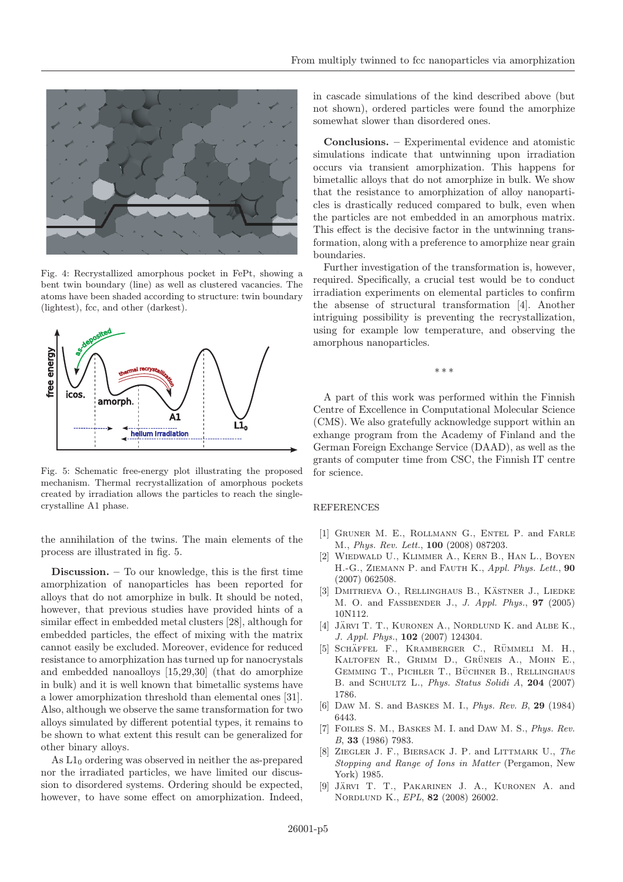Fig. 4: Recrystallized amorphous pocket in FePt, showing a bent twin boundary (line) as well as clustered vacancies. The atoms have been shaded according to structure: twin boundary (lightest), fcc, and other (darkest).

Fig. 5: Schematic free-energy plot illustrating the proposed mechanism. Thermal recrystallization of amorphous pockets created by irradiation allows the particles to reach the single-crystalline A1 phase.

the annihilation of the twins. The main elements of the process are illustrated in fig. 5.

**Discussion.** – To our knowledge, this is the first time amorphization of nanoparticles has been reported for alloys that do not amorphize in bulk. It should be noted, however, that previous studies have provided hints of a similar effect in embedded metal clusters [28], although for embedded particles, the effect of mixing with the matrix cannot easily be excluded. Moreover, evidence for reduced resistance to amorphization has turned up for nanocrystals and embedded nanoalloys [15,29,30] (that do amorphize in bulk) and it is well known that bimetallic systems have a lower amorphization threshold than elemental ones [31]. Also, although we observe the same transformation for two alloys simulated by different potential types, it remains to be shown to what extent this result can be generalized for other binary alloys.

As $L1_0$ ordering was observed in neither the as-prepared nor the irradiated particles, we have limited our discussion to disordered systems. Ordering should be expected, however, to have some effect on amorphization. Indeed, in cascade simulations of the kind described above (but not shown), ordered particles were found the amorphize somewhat slower than disordered ones.

**Conclusions.** – Experimental evidence and atomistic simulations indicate that untwinning upon irradiation occurs via transient amorphization. This happens for bimetallic alloys that do not amorphize in bulk. We show that the resistance to amorphization of alloy nanoparticles is drastically reduced compared to bulk, even when the particles are not embedded in an amorphous matrix. This effect is the decisive factor in the untwinning transformation, along with a preference to amorphize near grain boundaries.

Further investigation of the transformation is, however, required. Specifically, a crucial test would be to conduct irradiation experiments on elemental particles to confirm the absense of structural transformation [4]. Another intriguing possibility is preventing the recrystallization, using for example low temperature, and observing the amorphous nanoparticles.

\*\*\*

A part of this work was performed within the Finnish Centre of Excellence in Computational Molecular Science (CMS). We also gratefully acknowledge support within an exhange program from the Academy of Finland and the German Foreign Exchange Service (DAAD), as well as the grants of computer time from CSC, the Finnish IT centre for science.

REFERENCES

[1] Gruner M. E., Rollmann G., Entel P. and Farle M., *Phys. Rev. Lett.*, **100** (2008) 087203.

[2] Wiedwald U., Klimmer A., Kern B., Han L., Boyen H.-G., Ziemann P. and Fauth K., *Appl. Phys. Lett.*, **90** (2007) 062508.

[3] Dmitrieva O., Rellinghaus B., Kästner J., Liedke M. O. and Fassbender J., *J. Appl. Phys.*, **97** (2005) 10N112.

[4] Järvi T. T., Kuronen A., Nordlund K. and Albe K., *J. Appl. Phys.*, **102** (2007) 124304.

[5] Schäffel F., Kramberger C., Rümmeli M. H., Kaltofen R., Grimm D., Grüneis A., Mohn E., Gemming T., Pichler T., Büchner B., Rellinghaus B. and Schultz L., *Phys. Status Solidi A*, **204** (2007) 1786.

[6] Daw M. S. and Baskes M. I., *Phys. Rev. B*, **29** (1984) 6443.

[7] Foiles S. M., Baskes M. I. and Daw M. S., *Phys. Rev. B*, **33** (1986) 7983.

[8] Ziegler J. F., Biersack J. P. and Littmark U., *The Stopping and Range of Ions in Matter* (Pergamon, New York) 1985.

[9] Järvi T. T., Pakarinen J. A., Kuronen A. and Nordlund K., *EPL*, **82** (2008) 26002.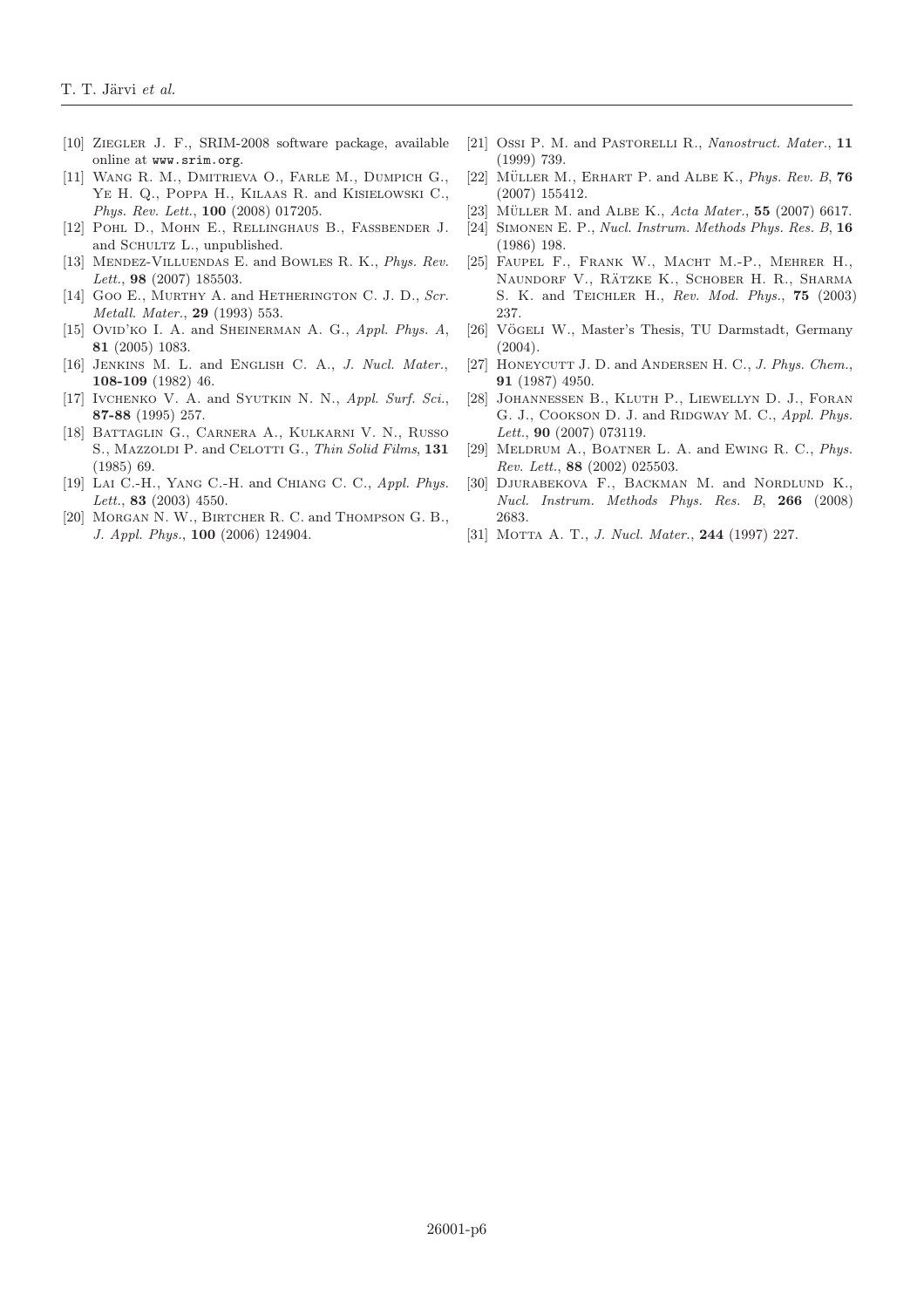[10] Ziegler J. F., SRIM-2008 software package, available online at www.srim.org.

[11] Wang R. M., Dmitrieva O., Farle M., Dumpich G., Ye H. Q., Poppa H., Kilaas R. and Kisielowski C., *Phys. Rev. Lett.*, **100** (2008) 017205.

[12] Pohl D., Mohn E., Rellinghaus B., Fassbender J. and Schultz L., unpublished.

[13] Mendez-Villuendas E. and Bowles R. K., *Phys. Rev. Lett.*, **98** (2007) 185503.

[14] Goo E., Murthy A. and Hetherington C. J. D., *Scr. Metall. Mater.*, **29** (1993) 553.

[15] Ovid'ko I. A. and Sheinerman A. G., *Appl. Phys. A*, **81** (2005) 1083.

[16] Jenkins M. L. and English C. A., *J. Nucl. Mater.*, **108-109** (1982) 46.

[17] Ivchenko V. A. and Syutkin N. N., *Appl. Surf. Sci.*, **87-88** (1995) 257.

[18] Battaglin G., Carnera A., Kulkarni V. N., Russo S., Mazzoldi P. and Celotti G., *Thin Solid Films*, **131** (1985) 69.

[19] Lai C.-H., Yang C.-H. and Chiang C. C., *Appl. Phys. Lett.*, **83** (2003) 4550.

[20] Morgan N. W., Birtcher R. C. and Thompson G. B., *J. Appl. Phys.*, **100** (2006) 124904.

[21] Ossi P. M. and Pastorelli R., *Nanostruct. Mater.*, **11** (1999) 739.

[22] Müller M., Erhart P. and Albe K., *Phys. Rev. B*, **76** (2007) 155412.

[23] Müller M. and Albe K., *Acta Mater.*, **55** (2007) 6617.

[24] Simonen E. P., *Nucl. Instrum. Methods Phys. Res. B*, **16** (1986) 198.

[25] Faupel F., Frank W., Macht M.-P., Mehrer H., Naundorf V., Rätzke K., Schober H. R., Sharma S. K. and Teichler H., *Rev. Mod. Phys.*, **75** (2003) 237.

[26] Vögeli W., Master's Thesis, TU Darmstadt, Germany (2004).

[27] Honeycutt J. D. and Andersen H. C., *J. Phys. Chem.*, **91** (1987) 4950.

[28] Johannessen B., Kluth P., Liewellyn D. J., Foran G. J., Cookson D. J. and Ridgway M. C., *Appl. Phys. Lett.*, **90** (2007) 073119.

[29] Meldrum A., Boatner L. A. and Ewing R. C., *Phys. Rev. Lett.*, **88** (2002) 025503.

[30] Djurabekova F., Backman M. and Nordlund K., *Nucl. Instrum. Methods Phys. Res. B*, **266** (2008) 2683.

[31] Motta A. T., *J. Nucl. Mater.*, **244** (1997) 227.